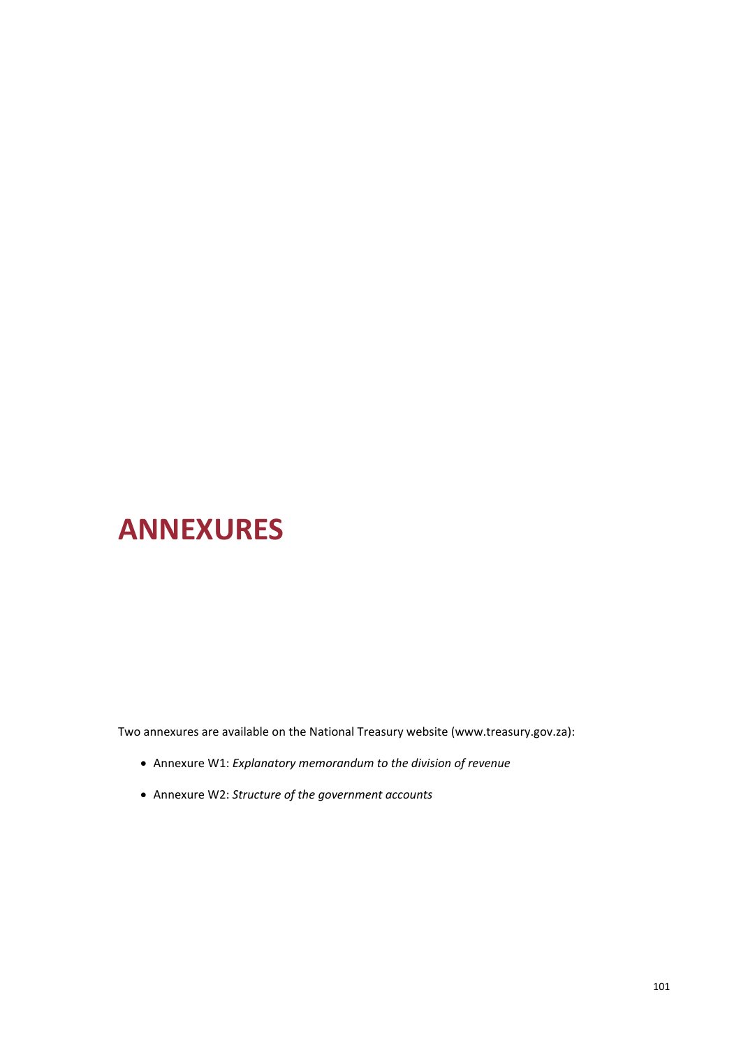# ANNEXURES

Two annexures are available on the National Treasury website (www.treasury.gov.za):

- Annexure W1: *Explanatory memorandum to the division of revenue*
- Annexure W2: *Structure of the government accounts*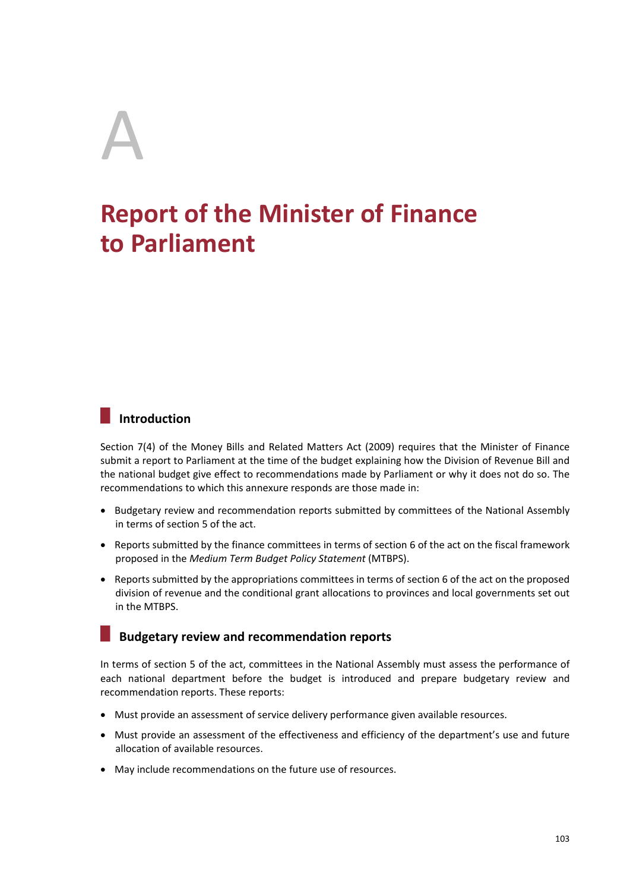# A

# Report of the Minister of Finance to Parliament

## Introduction

Section 7(4) of the Money Bills and Related Matters Act (2009) requires that the Minister of Finance submit a report to Parliament at the time of the budget explaining how the Division of Revenue Bill and the national budget give effect to recommendations made by Parliament or why it does not do so. The recommendations to which this annexure responds are those made in:

- Budgetary review and recommendation reports submitted by committees of the National Assembly in terms of section 5 of the act.
- Reports submitted by the finance committees in terms of section 6 of the act on the fiscal framework proposed in the *Medium Term Budget Policy Statement* (MTBPS).
- Reports submitted by the appropriations committees in terms of section 6 of the act on the proposed division of revenue and the conditional grant allocations to provinces and local governments set out in the MTBPS.

## Budgetary review and recommendation reports

In terms of section 5 of the act, committees in the National Assembly must assess the performance of each national department before the budget is introduced and prepare budgetary review and recommendation reports. These reports:

- Must provide an assessment of service delivery performance given available resources.
- Must provide an assessment of the effectiveness and efficiency of the department's use and future allocation of available resources.
- May include recommendations on the future use of resources.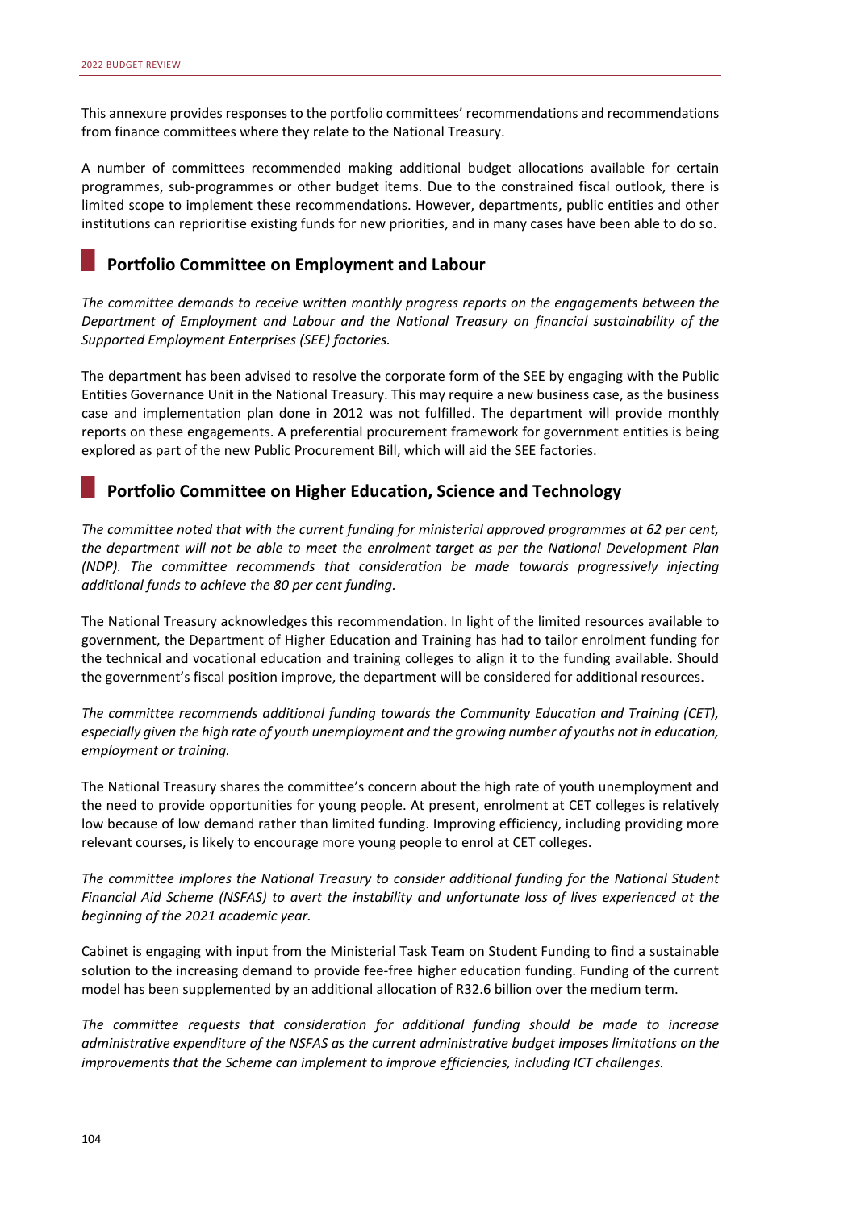This annexure provides responses to the portfolio committees' recommendations and recommendations from finance committees where they relate to the National Treasury.

A number of committees recommended making additional budget allocations available for certain programmes, sub-programmes or other budget items. Due to the constrained fiscal outlook, there is limited scope to implement these recommendations. However, departments, public entities and other institutions can reprioritise existing funds for new priorities, and in many cases have been able to do so.

## Portfolio Committee on Employment and Labour

*The committee demands to receive written monthly progress reports on the engagements between the Department of Employment and Labour and the National Treasury on financial sustainability of the Supported Employment Enterprises (SEE) factories.*

The department has been advised to resolve the corporate form of the SEE by engaging with the Public Entities Governance Unit in the National Treasury. This may require a new business case, as the business case and implementation plan done in 2012 was not fulfilled. The department will provide monthly reports on these engagements. A preferential procurement framework for government entities is being explored as part of the new Public Procurement Bill, which will aid the SEE factories.

## Portfolio Committee on Higher Education, Science and Technology

*The committee noted that with the current funding for ministerial approved programmes at 62 per cent, the department will not be able to meet the enrolment target as per the National Development Plan (NDP). The committee recommends that consideration be made towards progressively injecting additional funds to achieve the 80 per cent funding.*

The National Treasury acknowledges this recommendation. In light of the limited resources available to government, the Department of Higher Education and Training has had to tailor enrolment funding for the technical and vocational education and training colleges to align it to the funding available. Should the government's fiscal position improve, the department will be considered for additional resources.

*The committee recommends additional funding towards the Community Education and Training (CET), especially given the high rate of youth unemployment and the growing number of youths not in education, employment or training.*

The National Treasury shares the committee's concern about the high rate of youth unemployment and the need to provide opportunities for young people. At present, enrolment at CET colleges is relatively low because of low demand rather than limited funding. Improving efficiency, including providing more relevant courses, is likely to encourage more young people to enrol at CET colleges.

*The committee implores the National Treasury to consider additional funding for the National Student Financial Aid Scheme (NSFAS) to avert the instability and unfortunate loss of lives experienced at the beginning of the 2021 academic year.*

Cabinet is engaging with input from the Ministerial Task Team on Student Funding to find a sustainable solution to the increasing demand to provide fee-free higher education funding. Funding of the current model has been supplemented by an additional allocation of R32.6 billion over the medium term.

*The committee requests that consideration for additional funding should be made to increase administrative expenditure of the NSFAS as the current administrative budget imposes limitations on the improvements that the Scheme can implement to improve efficiencies, including ICT challenges.*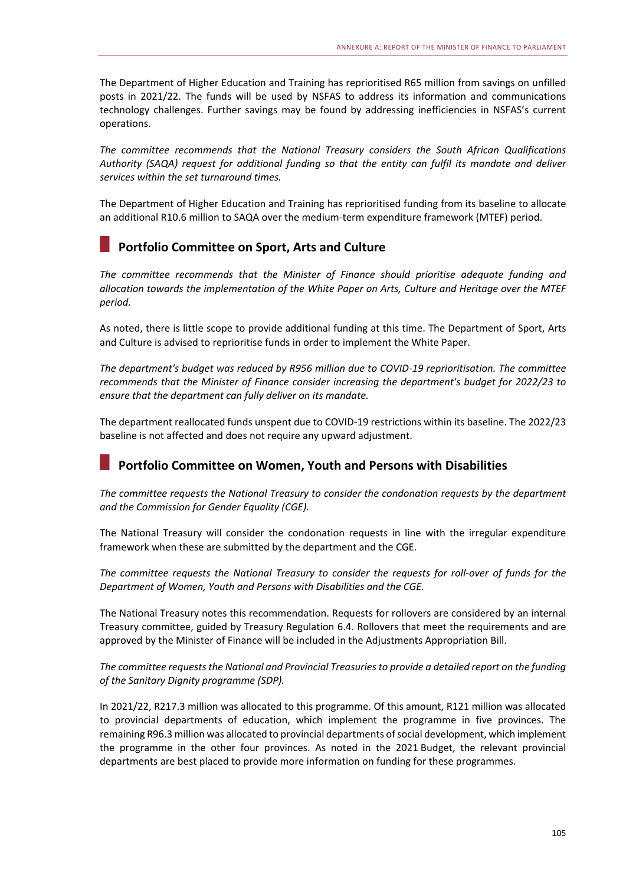The Department of Higher Education and Training has reprioritised R65 million from savings on unfilled posts in 2021/22. The funds will be used by NSFAS to address its information and communications technology challenges. Further savings may be found by addressing inefficiencies in NSFAS's current operations.

*The committee recommends that the National Treasury considers the South African Qualifications Authority (SAQA) request for additional funding so that the entity can fulfil its mandate and deliver services within the set turnaround times.*

The Department of Higher Education and Training has reprioritised funding from its baseline to allocate an additional R10.6 million to SAQA over the medium-term expenditure framework (MTEF) period.

## Portfolio Committee on Sport, Arts and Culture

*The committee recommends that the Minister of Finance should prioritise adequate funding and allocation towards the implementation of the White Paper on Arts, Culture and Heritage over the MTEF period.*

As noted, there is little scope to provide additional funding at this time. The Department of Sport, Arts and Culture is advised to reprioritise funds in order to implement the White Paper.

*The department's budget was reduced by R956 million due to COVID-19 reprioritisation. The committee recommends that the Minister of Finance consider increasing the department's budget for 2022/23 to ensure that the department can fully deliver on its mandate.*

The department reallocated funds unspent due to COVID-19 restrictions within its baseline. The 2022/23 baseline is not affected and does not require any upward adjustment.

## Portfolio Committee on Women, Youth and Persons with Disabilities

*The committee requests the National Treasury to consider the condonation requests by the department and the Commission for Gender Equality (CGE).*

The National Treasury will consider the condonation requests in line with the irregular expenditure framework when these are submitted by the department and the CGE.

*The committee requests the National Treasury to consider the requests for roll-over of funds for the Department of Women, Youth and Persons with Disabilities and the CGE.*

The National Treasury notes this recommendation. Requests for rollovers are considered by an internal Treasury committee, guided by Treasury Regulation 6.4. Rollovers that meet the requirements and are approved by the Minister of Finance will be included in the Adjustments Appropriation Bill.

*The committee requests the National and Provincial Treasuries to provide a detailed report on the funding of the Sanitary Dignity programme (SDP).*

In 2021/22, R217.3 million was allocated to this programme. Of this amount, R121 million was allocated to provincial departments of education, which implement the programme in five provinces. The remaining R96.3 million was allocated to provincial departments of social development, which implement the programme in the other four provinces. As noted in the 2021 Budget, the relevant provincial departments are best placed to provide more information on funding for these programmes.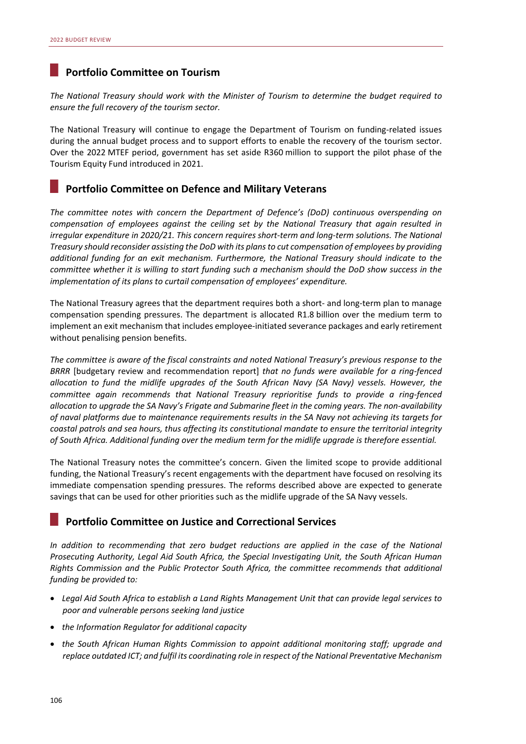## Portfolio Committee on Tourism

*The National Treasury should work with the Minister of Tourism to determine the budget required to ensure the full recovery of the tourism sector.*

The National Treasury will continue to engage the Department of Tourism on funding-related issues during the annual budget process and to support efforts to enable the recovery of the tourism sector. Over the 2022 MTEF period, government has set aside R360 million to support the pilot phase of the Tourism Equity Fund introduced in 2021.

## Portfolio Committee on Defence and Military Veterans

*The committee notes with concern the Department of Defence's (DoD) continuous overspending on compensation of employees against the ceiling set by the National Treasury that again resulted in irregular expenditure in 2020/21. This concern requires short-term and long-term solutions. The National Treasury should reconsider assisting the DoD with its plans to cut compensation of employees by providing additional funding for an exit mechanism. Furthermore, the National Treasury should indicate to the committee whether it is willing to start funding such a mechanism should the DoD show success in the implementation of its plans to curtail compensation of employees' expenditure.*

The National Treasury agrees that the department requires both a short- and long-term plan to manage compensation spending pressures. The department is allocated R1.8 billion over the medium term to implement an exit mechanism that includes employee-initiated severance packages and early retirement without penalising pension benefits.

*The committee is aware of the fiscal constraints and noted National Treasury's previous response to the BRRR* [budgetary review and recommendation report] *that no funds were available for a ring-fenced allocation to fund the midlife upgrades of the South African Navy (SA Navy) vessels. However, the committee again recommends that National Treasury reprioritise funds to provide a ring-fenced allocation to upgrade the SA Navy's Frigate and Submarine fleet in the coming years. The non-availability of naval platforms due to maintenance requirements results in the SA Navy not achieving its targets for coastal patrols and sea hours, thus affecting its constitutional mandate to ensure the territorial integrity of South Africa. Additional funding over the medium term for the midlife upgrade is therefore essential.*

The National Treasury notes the committee's concern. Given the limited scope to provide additional funding, the National Treasury's recent engagements with the department have focused on resolving its immediate compensation spending pressures. The reforms described above are expected to generate savings that can be used for other priorities such as the midlife upgrade of the SA Navy vessels.

## Portfolio Committee on Justice and Correctional Services

*In addition to recommending that zero budget reductions are applied in the case of the National Prosecuting Authority, Legal Aid South Africa, the Special Investigating Unit, the South African Human Rights Commission and the Public Protector South Africa, the committee recommends that additional funding be provided to:*

- *Legal Aid South Africa to establish a Land Rights Management Unit that can provide legal services to poor and vulnerable persons seeking land justice*
- *the Information Regulator for additional capacity*
- *the South African Human Rights Commission to appoint additional monitoring staff; upgrade and replace outdated ICT; and fulfil its coordinating role in respect of the National Preventative Mechanism*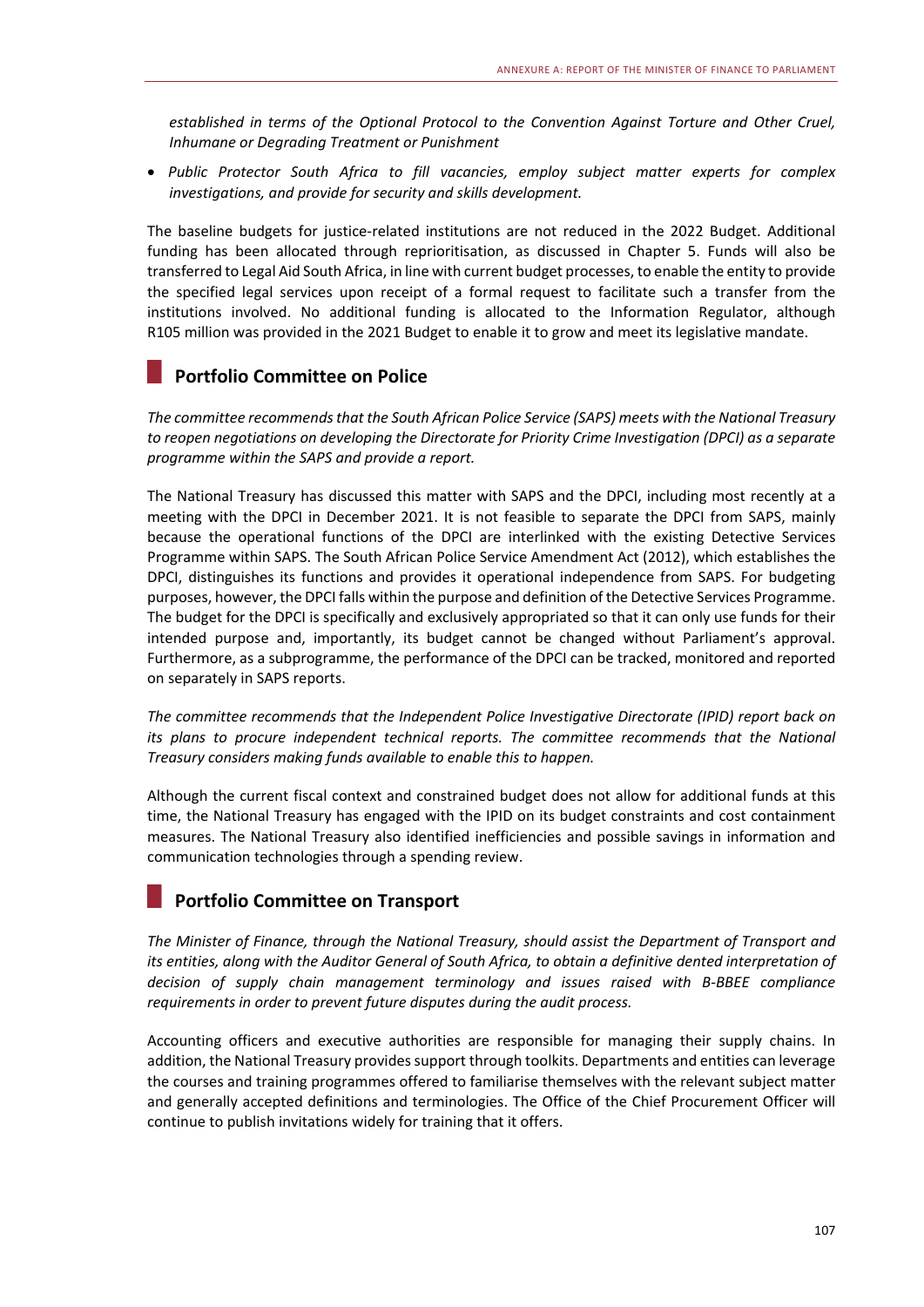*established in terms of the Optional Protocol to the Convention Against Torture and Other Cruel, Inhumane or Degrading Treatment or Punishment*

- *Public Protector South Africa to fill vacancies, employ subject matter experts for complex investigations, and provide for security and skills development.*

The baseline budgets for justice-related institutions are not reduced in the 2022 Budget. Additional funding has been allocated through reprioritisation, as discussed in Chapter 5. Funds will also be transferred to Legal Aid South Africa, in line with current budget processes, to enable the entity to provide the specified legal services upon receipt of a formal request to facilitate such a transfer from the institutions involved. No additional funding is allocated to the Information Regulator, although R105 million was provided in the 2021 Budget to enable it to grow and meet its legislative mandate.

## Portfolio Committee on Police

*The committee recommends that the South African Police Service (SAPS) meets with the National Treasury to reopen negotiations on developing the Directorate for Priority Crime Investigation (DPCI) as a separate programme within the SAPS and provide a report.*

The National Treasury has discussed this matter with SAPS and the DPCI, including most recently at a meeting with the DPCI in December 2021. It is not feasible to separate the DPCI from SAPS, mainly because the operational functions of the DPCI are interlinked with the existing Detective Services Programme within SAPS. The South African Police Service Amendment Act (2012), which establishes the DPCI, distinguishes its functions and provides it operational independence from SAPS. For budgeting purposes, however, the DPCI falls within the purpose and definition of the Detective Services Programme. The budget for the DPCI is specifically and exclusively appropriated so that it can only use funds for their intended purpose and, importantly, its budget cannot be changed without Parliament's approval. Furthermore, as a subprogramme, the performance of the DPCI can be tracked, monitored and reported on separately in SAPS reports.

*The committee recommends that the Independent Police Investigative Directorate (IPID) report back on its plans to procure independent technical reports. The committee recommends that the National Treasury considers making funds available to enable this to happen.*

Although the current fiscal context and constrained budget does not allow for additional funds at this time, the National Treasury has engaged with the IPID on its budget constraints and cost containment measures. The National Treasury also identified inefficiencies and possible savings in information and communication technologies through a spending review.

## Portfolio Committee on Transport

*The Minister of Finance, through the National Treasury, should assist the Department of Transport and its entities, along with the Auditor General of South Africa, to obtain a definitive dented interpretation of decision of supply chain management terminology and issues raised with B-BBEE compliance requirements in order to prevent future disputes during the audit process.*

Accounting officers and executive authorities are responsible for managing their supply chains. In addition, the National Treasury provides support through toolkits. Departments and entities can leverage the courses and training programmes offered to familiarise themselves with the relevant subject matter and generally accepted definitions and terminologies. The Office of the Chief Procurement Officer will continue to publish invitations widely for training that it offers.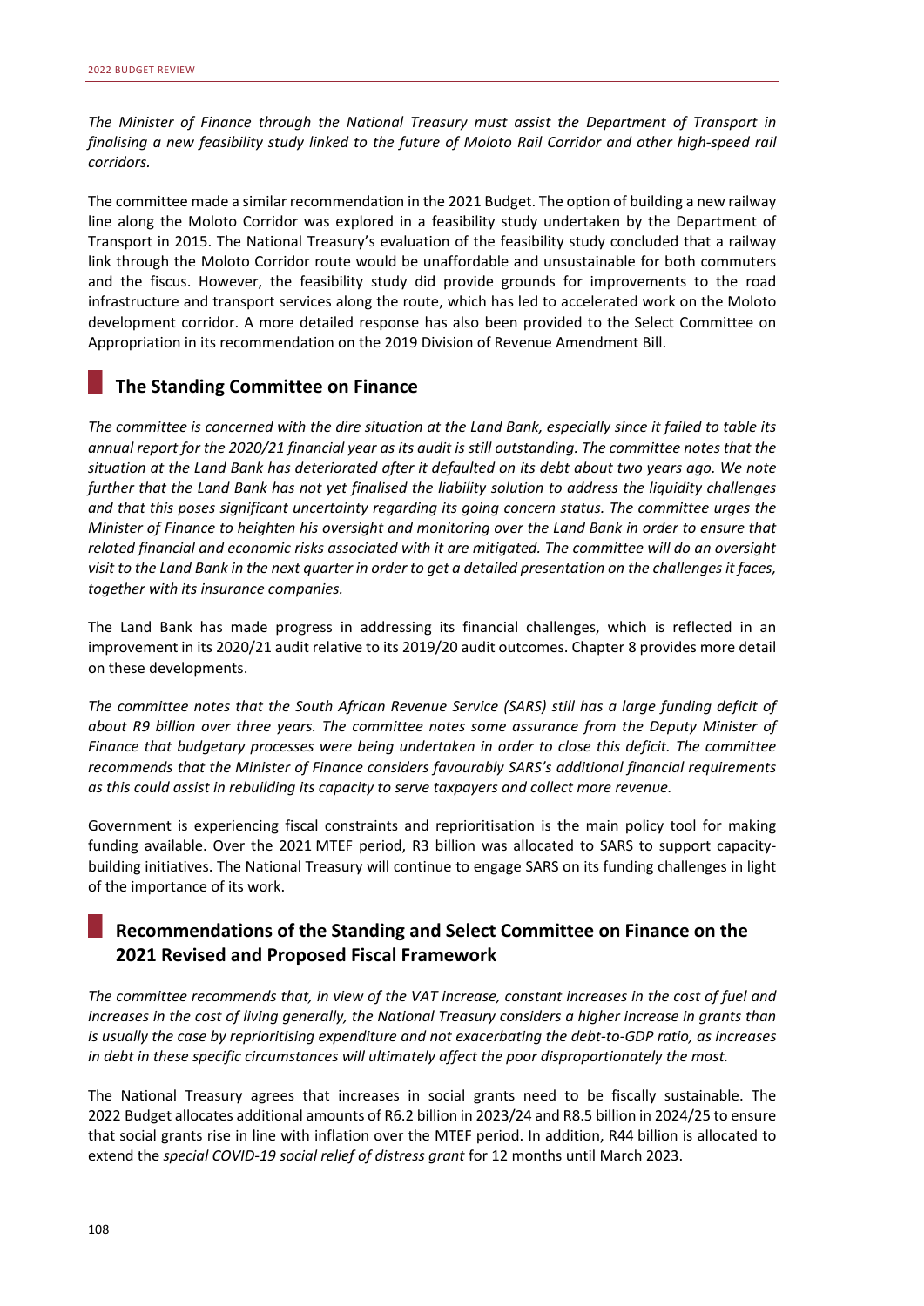*The Minister of Finance through the National Treasury must assist the Department of Transport in finalising a new feasibility study linked to the future of Moloto Rail Corridor and other high-speed rail corridors.*

The committee made a similar recommendation in the 2021 Budget. The option of building a new railway line along the Moloto Corridor was explored in a feasibility study undertaken by the Department of Transport in 2015. The National Treasury's evaluation of the feasibility study concluded that a railway link through the Moloto Corridor route would be unaffordable and unsustainable for both commuters and the fiscus. However, the feasibility study did provide grounds for improvements to the road infrastructure and transport services along the route, which has led to accelerated work on the Moloto development corridor. A more detailed response has also been provided to the Select Committee on Appropriation in its recommendation on the 2019 Division of Revenue Amendment Bill.

## The Standing Committee on Finance

*The committee is concerned with the dire situation at the Land Bank, especially since it failed to table its annual report for the 2020/21 financial year as its audit is still outstanding. The committee notes that the situation at the Land Bank has deteriorated after it defaulted on its debt about two years ago. We note further that the Land Bank has not yet finalised the liability solution to address the liquidity challenges and that this poses significant uncertainty regarding its going concern status. The committee urges the Minister of Finance to heighten his oversight and monitoring over the Land Bank in order to ensure that related financial and economic risks associated with it are mitigated. The committee will do an oversight visit to the Land Bank in the next quarter in order to get a detailed presentation on the challenges it faces, together with its insurance companies.*

The Land Bank has made progress in addressing its financial challenges, which is reflected in an improvement in its 2020/21 audit relative to its 2019/20 audit outcomes. Chapter 8 provides more detail on these developments.

*The committee notes that the South African Revenue Service (SARS) still has a large funding deficit of about R9 billion over three years. The committee notes some assurance from the Deputy Minister of Finance that budgetary processes were being undertaken in order to close this deficit. The committee recommends that the Minister of Finance considers favourably SARS's additional financial requirements as this could assist in rebuilding its capacity to serve taxpayers and collect more revenue.*

Government is experiencing fiscal constraints and reprioritisation is the main policy tool for making funding available. Over the 2021 MTEF period, R3 billion was allocated to SARS to support capacity-building initiatives. The National Treasury will continue to engage SARS on its funding challenges in light of the importance of its work.

## Recommendations of the Standing and Select Committee on Finance on the 2021 Revised and Proposed Fiscal Framework

*The committee recommends that, in view of the VAT increase, constant increases in the cost of fuel and increases in the cost of living generally, the National Treasury considers a higher increase in grants than is usually the case by reprioritising expenditure and not exacerbating the debt-to-GDP ratio, as increases in debt in these specific circumstances will ultimately affect the poor disproportionately the most.*

The National Treasury agrees that increases in social grants need to be fiscally sustainable. The 2022 Budget allocates additional amounts of R6.2 billion in 2023/24 and R8.5 billion in 2024/25 to ensure that social grants rise in line with inflation over the MTEF period. In addition, R44 billion is allocated to extend the *special COVID-19 social relief of distress grant* for 12 months until March 2023.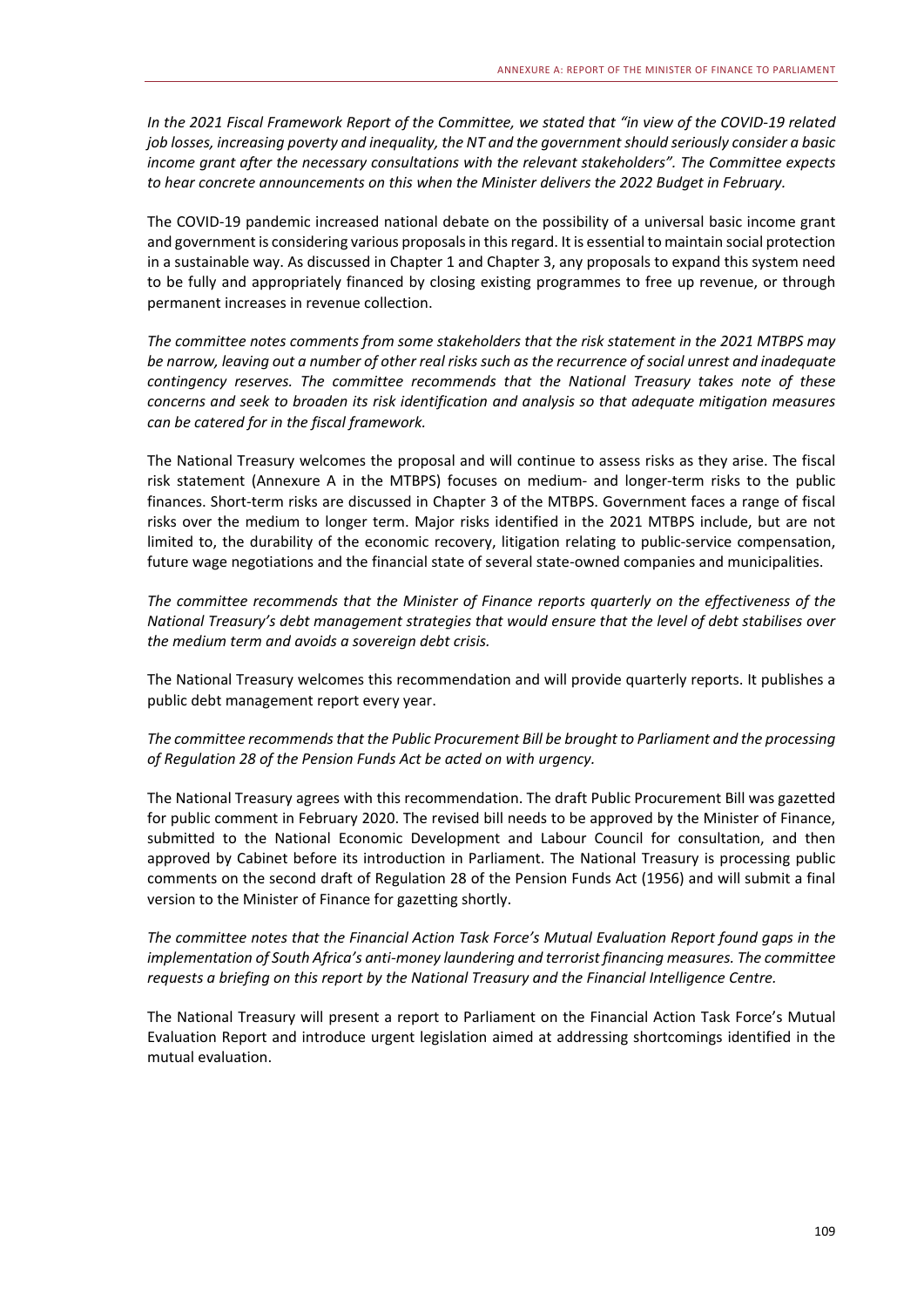*In the 2021 Fiscal Framework Report of the Committee, we stated that "in view of the COVID-19 related job losses, increasing poverty and inequality, the NT and the government should seriously consider a basic income grant after the necessary consultations with the relevant stakeholders". The Committee expects to hear concrete announcements on this when the Minister delivers the 2022 Budget in February.*

The COVID-19 pandemic increased national debate on the possibility of a universal basic income grant and government is considering various proposals in this regard. It is essential to maintain social protection in a sustainable way. As discussed in Chapter 1 and Chapter 3, any proposals to expand this system need to be fully and appropriately financed by closing existing programmes to free up revenue, or through permanent increases in revenue collection.

*The committee notes comments from some stakeholders that the risk statement in the 2021 MTBPS may be narrow, leaving out a number of other real risks such as the recurrence of social unrest and inadequate contingency reserves. The committee recommends that the National Treasury takes note of these concerns and seek to broaden its risk identification and analysis so that adequate mitigation measures can be catered for in the fiscal framework.*

The National Treasury welcomes the proposal and will continue to assess risks as they arise. The fiscal risk statement (Annexure A in the MTBPS) focuses on medium- and longer-term risks to the public finances. Short-term risks are discussed in Chapter 3 of the MTBPS. Government faces a range of fiscal risks over the medium to longer term. Major risks identified in the 2021 MTBPS include, but are not limited to, the durability of the economic recovery, litigation relating to public-service compensation, future wage negotiations and the financial state of several state-owned companies and municipalities.

*The committee recommends that the Minister of Finance reports quarterly on the effectiveness of the National Treasury's debt management strategies that would ensure that the level of debt stabilises over the medium term and avoids a sovereign debt crisis.*

The National Treasury welcomes this recommendation and will provide quarterly reports. It publishes a public debt management report every year.

*The committee recommends that the Public Procurement Bill be brought to Parliament and the processing of Regulation 28 of the Pension Funds Act be acted on with urgency.*

The National Treasury agrees with this recommendation. The draft Public Procurement Bill was gazetted for public comment in February 2020. The revised bill needs to be approved by the Minister of Finance, submitted to the National Economic Development and Labour Council for consultation, and then approved by Cabinet before its introduction in Parliament. The National Treasury is processing public comments on the second draft of Regulation 28 of the Pension Funds Act (1956) and will submit a final version to the Minister of Finance for gazetting shortly.

*The committee notes that the Financial Action Task Force's Mutual Evaluation Report found gaps in the implementation of South Africa's anti-money laundering and terrorist financing measures. The committee requests a briefing on this report by the National Treasury and the Financial Intelligence Centre.*

The National Treasury will present a report to Parliament on the Financial Action Task Force's Mutual Evaluation Report and introduce urgent legislation aimed at addressing shortcomings identified in the mutual evaluation.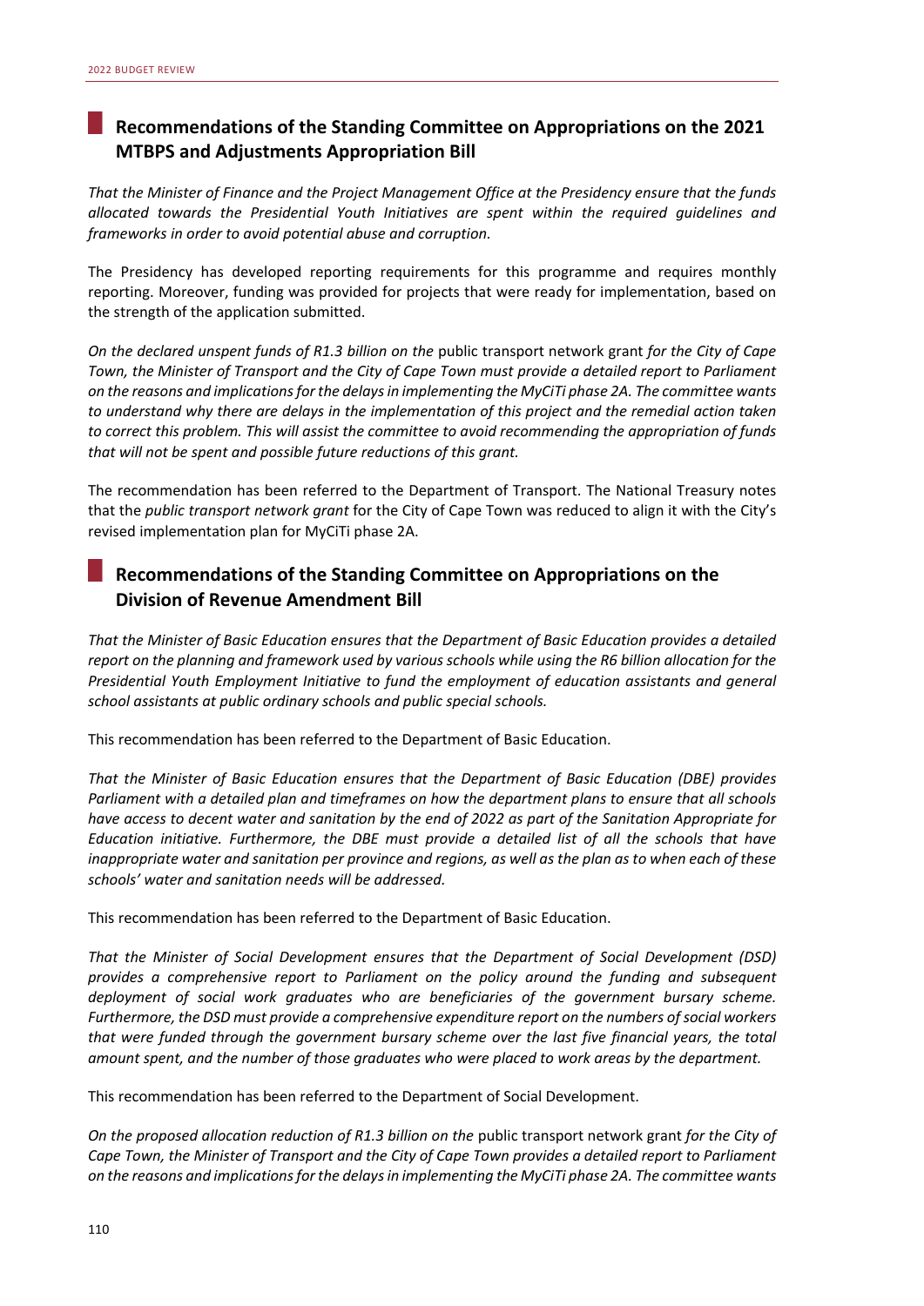## Recommendations of the Standing Committee on Appropriations on the 2021 MTBPS and Adjustments Appropriation Bill

*That the Minister of Finance and the Project Management Office at the Presidency ensure that the funds allocated towards the Presidential Youth Initiatives are spent within the required guidelines and frameworks in order to avoid potential abuse and corruption.*

The Presidency has developed reporting requirements for this programme and requires monthly reporting. Moreover, funding was provided for projects that were ready for implementation, based on the strength of the application submitted.

*On the declared unspent funds of R1.3 billion on the* public transport network grant *for the City of Cape Town, the Minister of Transport and the City of Cape Town must provide a detailed report to Parliament on the reasons and implications for the delays in implementing the MyCiTi phase 2A. The committee wants to understand why there are delays in the implementation of this project and the remedial action taken to correct this problem. This will assist the committee to avoid recommending the appropriation of funds that will not be spent and possible future reductions of this grant.*

The recommendation has been referred to the Department of Transport. The National Treasury notes that the *public transport network grant* for the City of Cape Town was reduced to align it with the City's revised implementation plan for MyCiTi phase 2A.

## Recommendations of the Standing Committee on Appropriations on the Division of Revenue Amendment Bill

*That the Minister of Basic Education ensures that the Department of Basic Education provides a detailed report on the planning and framework used by various schools while using the R6 billion allocation for the Presidential Youth Employment Initiative to fund the employment of education assistants and general school assistants at public ordinary schools and public special schools.*

This recommendation has been referred to the Department of Basic Education.

*That the Minister of Basic Education ensures that the Department of Basic Education (DBE) provides Parliament with a detailed plan and timeframes on how the department plans to ensure that all schools have access to decent water and sanitation by the end of 2022 as part of the Sanitation Appropriate for Education initiative. Furthermore, the DBE must provide a detailed list of all the schools that have inappropriate water and sanitation per province and regions, as well as the plan as to when each of these schools' water and sanitation needs will be addressed.*

This recommendation has been referred to the Department of Basic Education.

*That the Minister of Social Development ensures that the Department of Social Development (DSD) provides a comprehensive report to Parliament on the policy around the funding and subsequent deployment of social work graduates who are beneficiaries of the government bursary scheme. Furthermore, the DSD must provide a comprehensive expenditure report on the numbers of social workers that were funded through the government bursary scheme over the last five financial years, the total amount spent, and the number of those graduates who were placed to work areas by the department.*

This recommendation has been referred to the Department of Social Development.

*On the proposed allocation reduction of R1.3 billion on the* public transport network grant *for the City of Cape Town, the Minister of Transport and the City of Cape Town provides a detailed report to Parliament on the reasons and implications for the delays in implementing the MyCiTi phase 2A. The committee wants*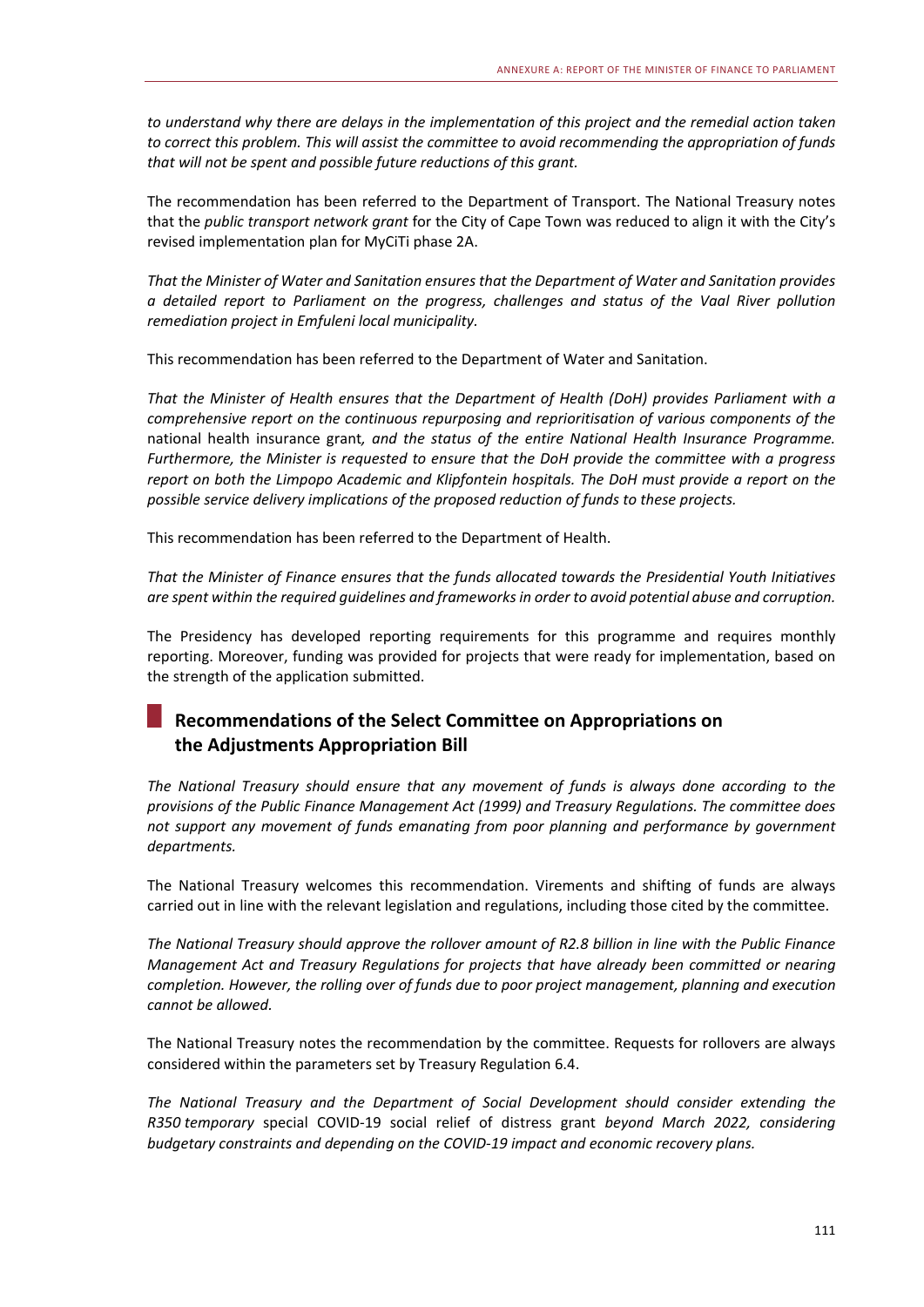*to understand why there are delays in the implementation of this project and the remedial action taken to correct this problem. This will assist the committee to avoid recommending the appropriation of funds that will not be spent and possible future reductions of this grant.*

The recommendation has been referred to the Department of Transport. The National Treasury notes that the *public transport network grant* for the City of Cape Town was reduced to align it with the City's revised implementation plan for MyCiTi phase 2A.

*That the Minister of Water and Sanitation ensures that the Department of Water and Sanitation provides a detailed report to Parliament on the progress, challenges and status of the Vaal River pollution remediation project in Emfuleni local municipality.*

This recommendation has been referred to the Department of Water and Sanitation.

*That the Minister of Health ensures that the Department of Health (DoH) provides Parliament with a comprehensive report on the continuous repurposing and reprioritisation of various components of the* national health insurance grant*, and the status of the entire National Health Insurance Programme. Furthermore, the Minister is requested to ensure that the DoH provide the committee with a progress report on both the Limpopo Academic and Klipfontein hospitals. The DoH must provide a report on the possible service delivery implications of the proposed reduction of funds to these projects.*

This recommendation has been referred to the Department of Health.

*That the Minister of Finance ensures that the funds allocated towards the Presidential Youth Initiatives are spent within the required guidelines and frameworks in order to avoid potential abuse and corruption.*

The Presidency has developed reporting requirements for this programme and requires monthly reporting. Moreover, funding was provided for projects that were ready for implementation, based on the strength of the application submitted.

## Recommendations of the Select Committee on Appropriations on the Adjustments Appropriation Bill

*The National Treasury should ensure that any movement of funds is always done according to the provisions of the Public Finance Management Act (1999) and Treasury Regulations. The committee does not support any movement of funds emanating from poor planning and performance by government departments.*

The National Treasury welcomes this recommendation. Virements and shifting of funds are always carried out in line with the relevant legislation and regulations, including those cited by the committee.

*The National Treasury should approve the rollover amount of R2.8 billion in line with the Public Finance Management Act and Treasury Regulations for projects that have already been committed or nearing completion. However, the rolling over of funds due to poor project management, planning and execution cannot be allowed.*

The National Treasury notes the recommendation by the committee. Requests for rollovers are always considered within the parameters set by Treasury Regulation 6.4.

*The National Treasury and the Department of Social Development should consider extending the R350 temporary* special COVID-19 social relief of distress grant *beyond March 2022, considering budgetary constraints and depending on the COVID-19 impact and economic recovery plans.*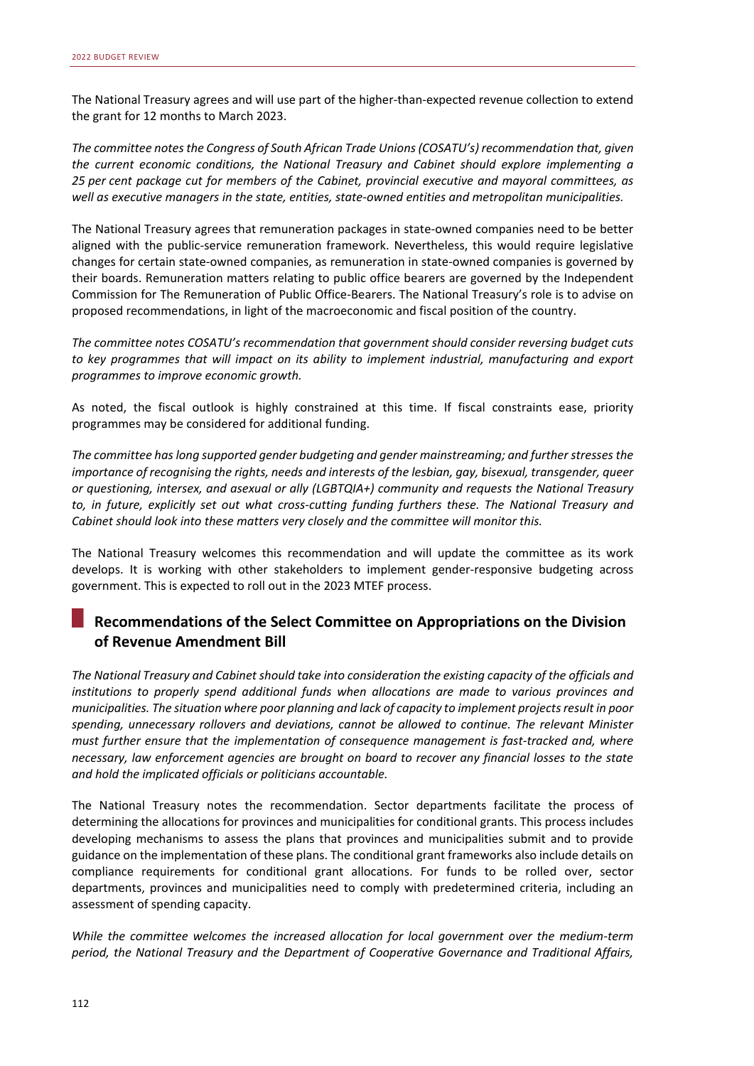The National Treasury agrees and will use part of the higher-than-expected revenue collection to extend the grant for 12 months to March 2023.

*The committee notes the Congress of South African Trade Unions (COSATU's) recommendation that, given the current economic conditions, the National Treasury and Cabinet should explore implementing a 25 per cent package cut for members of the Cabinet, provincial executive and mayoral committees, as well as executive managers in the state, entities, state-owned entities and metropolitan municipalities.*

The National Treasury agrees that remuneration packages in state-owned companies need to be better aligned with the public-service remuneration framework. Nevertheless, this would require legislative changes for certain state-owned companies, as remuneration in state-owned companies is governed by their boards. Remuneration matters relating to public office bearers are governed by the Independent Commission for The Remuneration of Public Office-Bearers. The National Treasury's role is to advise on proposed recommendations, in light of the macroeconomic and fiscal position of the country.

*The committee notes COSATU's recommendation that government should consider reversing budget cuts to key programmes that will impact on its ability to implement industrial, manufacturing and export programmes to improve economic growth.*

As noted, the fiscal outlook is highly constrained at this time. If fiscal constraints ease, priority programmes may be considered for additional funding.

*The committee has long supported gender budgeting and gender mainstreaming; and further stresses the importance of recognising the rights, needs and interests of the lesbian, gay, bisexual, transgender, queer or questioning, intersex, and asexual or ally (LGBTQIA+) community and requests the National Treasury to, in future, explicitly set out what cross-cutting funding furthers these. The National Treasury and Cabinet should look into these matters very closely and the committee will monitor this.*

The National Treasury welcomes this recommendation and will update the committee as its work develops. It is working with other stakeholders to implement gender-responsive budgeting across government. This is expected to roll out in the 2023 MTEF process.

## Recommendations of the Select Committee on Appropriations on the Division of Revenue Amendment Bill

*The National Treasury and Cabinet should take into consideration the existing capacity of the officials and institutions to properly spend additional funds when allocations are made to various provinces and municipalities. The situation where poor planning and lack of capacity to implement projects result in poor spending, unnecessary rollovers and deviations, cannot be allowed to continue. The relevant Minister must further ensure that the implementation of consequence management is fast-tracked and, where necessary, law enforcement agencies are brought on board to recover any financial losses to the state and hold the implicated officials or politicians accountable.*

The National Treasury notes the recommendation. Sector departments facilitate the process of determining the allocations for provinces and municipalities for conditional grants. This process includes developing mechanisms to assess the plans that provinces and municipalities submit and to provide guidance on the implementation of these plans. The conditional grant frameworks also include details on compliance requirements for conditional grant allocations. For funds to be rolled over, sector departments, provinces and municipalities need to comply with predetermined criteria, including an assessment of spending capacity.

*While the committee welcomes the increased allocation for local government over the medium-term period, the National Treasury and the Department of Cooperative Governance and Traditional Affairs,*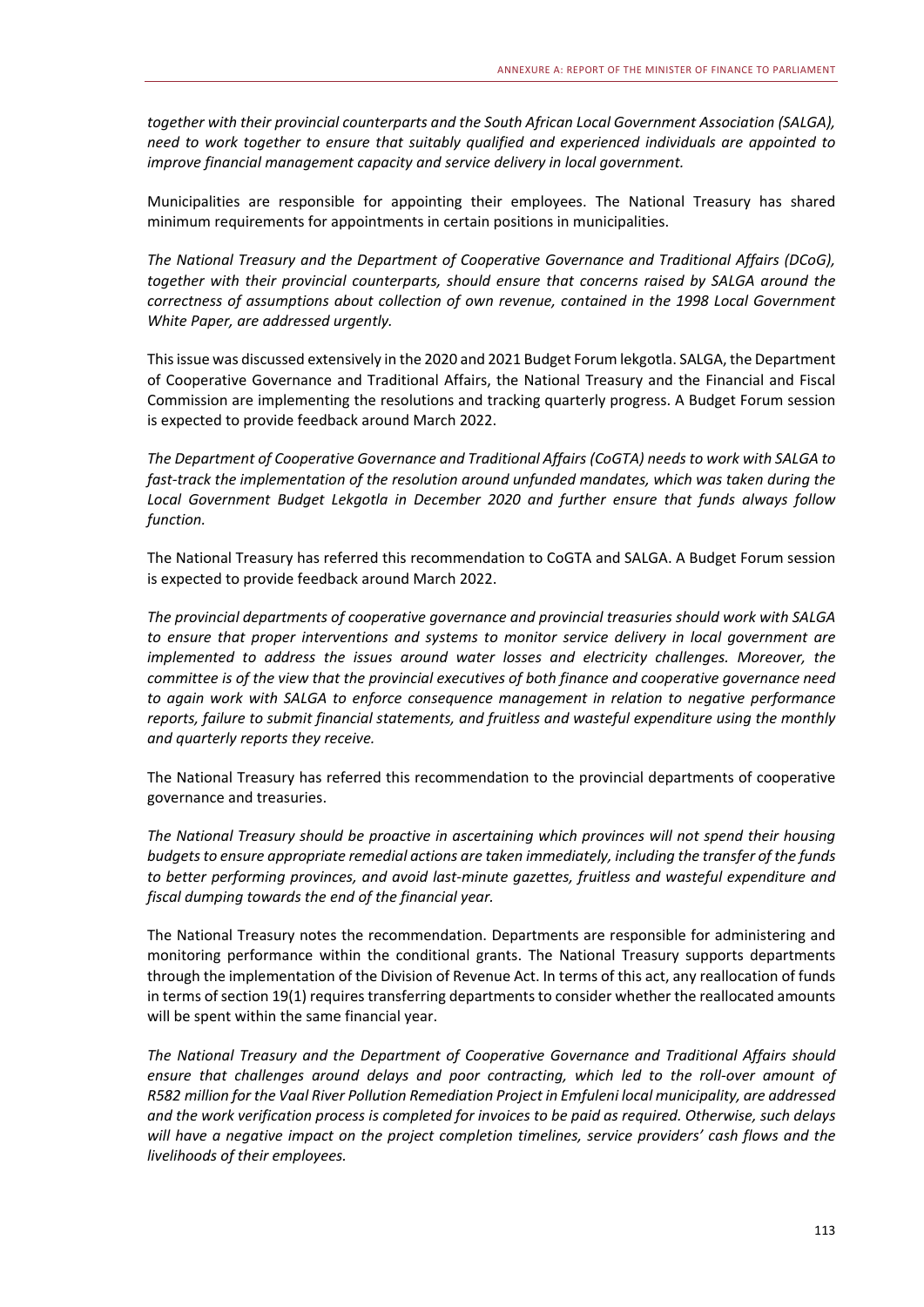*together with their provincial counterparts and the South African Local Government Association (SALGA), need to work together to ensure that suitably qualified and experienced individuals are appointed to improve financial management capacity and service delivery in local government.*

Municipalities are responsible for appointing their employees. The National Treasury has shared minimum requirements for appointments in certain positions in municipalities.

*The National Treasury and the Department of Cooperative Governance and Traditional Affairs (DCoG), together with their provincial counterparts, should ensure that concerns raised by SALGA around the correctness of assumptions about collection of own revenue, contained in the 1998 Local Government White Paper, are addressed urgently.*

This issue was discussed extensively in the 2020 and 2021 Budget Forum lekgotla. SALGA, the Department of Cooperative Governance and Traditional Affairs, the National Treasury and the Financial and Fiscal Commission are implementing the resolutions and tracking quarterly progress. A Budget Forum session is expected to provide feedback around March 2022.

*The Department of Cooperative Governance and Traditional Affairs (CoGTA) needs to work with SALGA to fast-track the implementation of the resolution around unfunded mandates, which was taken during the Local Government Budget Lekgotla in December 2020 and further ensure that funds always follow function.*

The National Treasury has referred this recommendation to CoGTA and SALGA. A Budget Forum session is expected to provide feedback around March 2022.

*The provincial departments of cooperative governance and provincial treasuries should work with SALGA to ensure that proper interventions and systems to monitor service delivery in local government are implemented to address the issues around water losses and electricity challenges. Moreover, the committee is of the view that the provincial executives of both finance and cooperative governance need to again work with SALGA to enforce consequence management in relation to negative performance reports, failure to submit financial statements, and fruitless and wasteful expenditure using the monthly and quarterly reports they receive.*

The National Treasury has referred this recommendation to the provincial departments of cooperative governance and treasuries.

*The National Treasury should be proactive in ascertaining which provinces will not spend their housing budgets to ensure appropriate remedial actions are taken immediately, including the transfer of the funds to better performing provinces, and avoid last-minute gazettes, fruitless and wasteful expenditure and fiscal dumping towards the end of the financial year.*

The National Treasury notes the recommendation. Departments are responsible for administering and monitoring performance within the conditional grants. The National Treasury supports departments through the implementation of the Division of Revenue Act. In terms of this act, any reallocation of funds in terms of section 19(1) requires transferring departments to consider whether the reallocated amounts will be spent within the same financial year.

*The National Treasury and the Department of Cooperative Governance and Traditional Affairs should ensure that challenges around delays and poor contracting, which led to the roll-over amount of R582 million for the Vaal River Pollution Remediation Project in Emfuleni local municipality, are addressed and the work verification process is completed for invoices to be paid as required. Otherwise, such delays will have a negative impact on the project completion timelines, service providers' cash flows and the livelihoods of their employees.*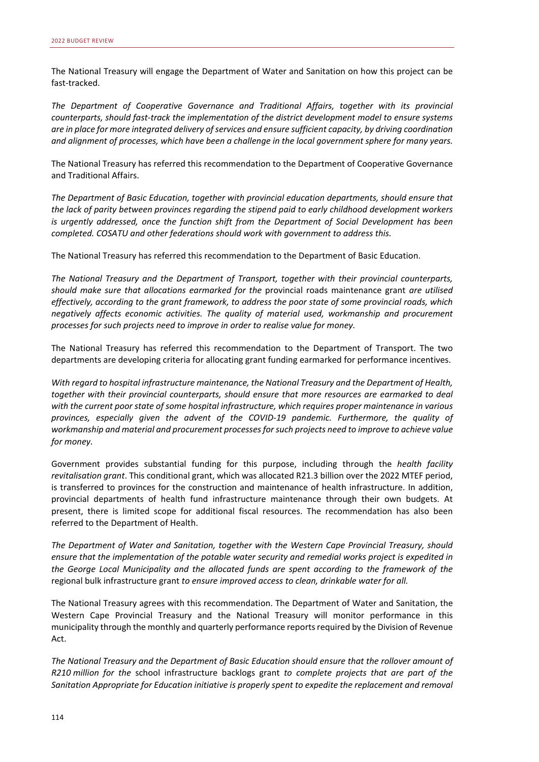The National Treasury will engage the Department of Water and Sanitation on how this project can be fast-tracked.

*The Department of Cooperative Governance and Traditional Affairs, together with its provincial counterparts, should fast-track the implementation of the district development model to ensure systems are in place for more integrated delivery of services and ensure sufficient capacity, by driving coordination and alignment of processes, which have been a challenge in the local government sphere for many years.*

The National Treasury has referred this recommendation to the Department of Cooperative Governance and Traditional Affairs.

*The Department of Basic Education, together with provincial education departments, should ensure that the lack of parity between provinces regarding the stipend paid to early childhood development workers is urgently addressed, once the function shift from the Department of Social Development has been completed. COSATU and other federations should work with government to address this.*

The National Treasury has referred this recommendation to the Department of Basic Education.

*The National Treasury and the Department of Transport, together with their provincial counterparts, should make sure that allocations earmarked for the* provincial roads maintenance grant *are utilised effectively, according to the grant framework, to address the poor state of some provincial roads, which negatively affects economic activities. The quality of material used, workmanship and procurement processes for such projects need to improve in order to realise value for money.*

The National Treasury has referred this recommendation to the Department of Transport. The two departments are developing criteria for allocating grant funding earmarked for performance incentives.

*With regard to hospital infrastructure maintenance, the National Treasury and the Department of Health, together with their provincial counterparts, should ensure that more resources are earmarked to deal with the current poor state of some hospital infrastructure, which requires proper maintenance in various provinces, especially given the advent of the COVID-19 pandemic. Furthermore, the quality of workmanship and material and procurement processes for such projects need to improve to achieve value for money.*

Government provides substantial funding for this purpose, including through the *health facility revitalisation grant*. This conditional grant, which was allocated R21.3 billion over the 2022 MTEF period, is transferred to provinces for the construction and maintenance of health infrastructure. In addition, provincial departments of health fund infrastructure maintenance through their own budgets. At present, there is limited scope for additional fiscal resources. The recommendation has also been referred to the Department of Health.

*The Department of Water and Sanitation, together with the Western Cape Provincial Treasury, should ensure that the implementation of the potable water security and remedial works project is expedited in the George Local Municipality and the allocated funds are spent according to the framework of the* regional bulk infrastructure grant *to ensure improved access to clean, drinkable water for all.*

The National Treasury agrees with this recommendation. The Department of Water and Sanitation, the Western Cape Provincial Treasury and the National Treasury will monitor performance in this municipality through the monthly and quarterly performance reports required by the Division of Revenue Act.

*The National Treasury and the Department of Basic Education should ensure that the rollover amount of R210 million for the* school infrastructure backlogs grant *to complete projects that are part of the Sanitation Appropriate for Education initiative is properly spent to expedite the replacement and removal*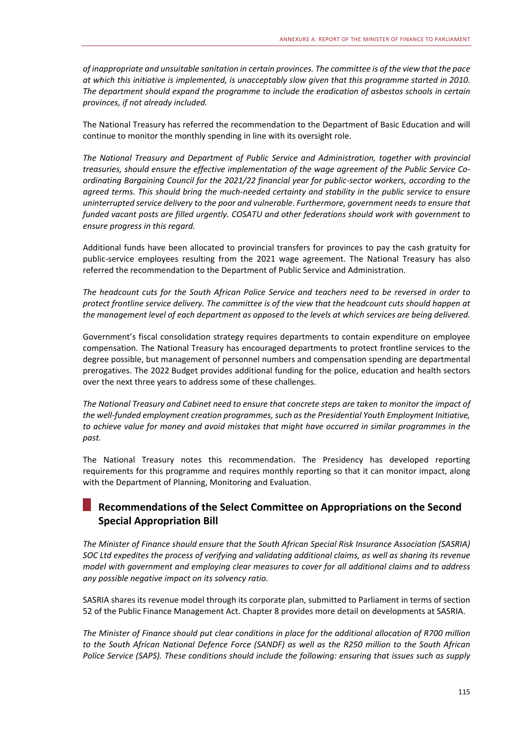*of inappropriate and unsuitable sanitation in certain provinces. The committee is of the view that the pace at which this initiative is implemented, is unacceptably slow given that this programme started in 2010. The department should expand the programme to include the eradication of asbestos schools in certain provinces, if not already included.*

The National Treasury has referred the recommendation to the Department of Basic Education and will continue to monitor the monthly spending in line with its oversight role.

*The National Treasury and Department of Public Service and Administration, together with provincial treasuries, should ensure the effective implementation of the wage agreement of the Public Service Co-ordinating Bargaining Council for the 2021/22 financial year for public-sector workers, according to the agreed terms. This should bring the much-needed certainty and stability in the public service to ensure uninterrupted service delivery to the poor and vulnerable. Furthermore, government needs to ensure that funded vacant posts are filled urgently. COSATU and other federations should work with government to ensure progress in this regard.*

Additional funds have been allocated to provincial transfers for provinces to pay the cash gratuity for public-service employees resulting from the 2021 wage agreement. The National Treasury has also referred the recommendation to the Department of Public Service and Administration.

*The headcount cuts for the South African Police Service and teachers need to be reversed in order to protect frontline service delivery. The committee is of the view that the headcount cuts should happen at the management level of each department as opposed to the levels at which services are being delivered.*

Government's fiscal consolidation strategy requires departments to contain expenditure on employee compensation. The National Treasury has encouraged departments to protect frontline services to the degree possible, but management of personnel numbers and compensation spending are departmental prerogatives. The 2022 Budget provides additional funding for the police, education and health sectors over the next three years to address some of these challenges.

*The National Treasury and Cabinet need to ensure that concrete steps are taken to monitor the impact of the well-funded employment creation programmes, such as the Presidential Youth Employment Initiative, to achieve value for money and avoid mistakes that might have occurred in similar programmes in the past.*

The National Treasury notes this recommendation. The Presidency has developed reporting requirements for this programme and requires monthly reporting so that it can monitor impact, along with the Department of Planning, Monitoring and Evaluation.

## Recommendations of the Select Committee on Appropriations on the Second Special Appropriation Bill

*The Minister of Finance should ensure that the South African Special Risk Insurance Association (SASRIA) SOC Ltd expedites the process of verifying and validating additional claims, as well as sharing its revenue model with government and employing clear measures to cover for all additional claims and to address any possible negative impact on its solvency ratio.*

SASRIA shares its revenue model through its corporate plan, submitted to Parliament in terms of section 52 of the Public Finance Management Act. Chapter 8 provides more detail on developments at SASRIA.

*The Minister of Finance should put clear conditions in place for the additional allocation of R700 million to the South African National Defence Force (SANDF) as well as the R250 million to the South African Police Service (SAPS). These conditions should include the following: ensuring that issues such as supply*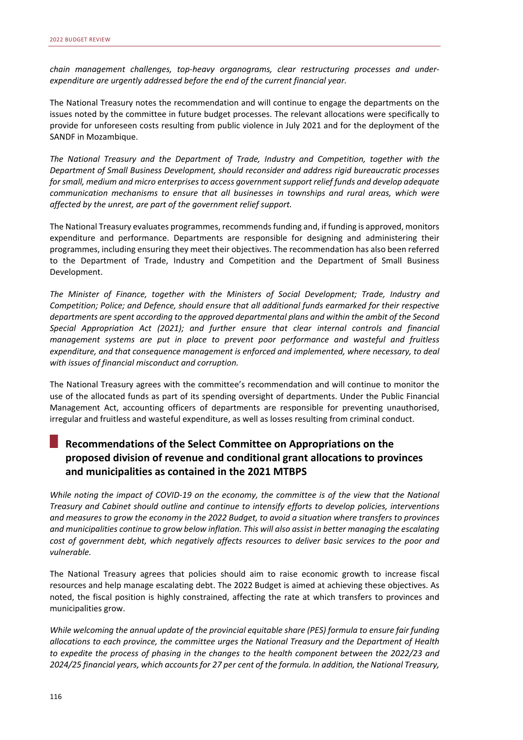*chain management challenges, top-heavy organograms, clear restructuring processes and under-expenditure are urgently addressed before the end of the current financial year.*

The National Treasury notes the recommendation and will continue to engage the departments on the issues noted by the committee in future budget processes. The relevant allocations were specifically to provide for unforeseen costs resulting from public violence in July 2021 and for the deployment of the SANDF in Mozambique.

*The National Treasury and the Department of Trade, Industry and Competition, together with the Department of Small Business Development, should reconsider and address rigid bureaucratic processes for small, medium and micro enterprises to access government support relief funds and develop adequate communication mechanisms to ensure that all businesses in townships and rural areas, which were affected by the unrest, are part of the government relief support.*

The National Treasury evaluates programmes, recommends funding and, if funding is approved, monitors expenditure and performance. Departments are responsible for designing and administering their programmes, including ensuring they meet their objectives. The recommendation has also been referred to the Department of Trade, Industry and Competition and the Department of Small Business Development.

*The Minister of Finance, together with the Ministers of Social Development; Trade, Industry and Competition; Police; and Defence, should ensure that all additional funds earmarked for their respective departments are spent according to the approved departmental plans and within the ambit of the Second Special Appropriation Act (2021); and further ensure that clear internal controls and financial management systems are put in place to prevent poor performance and wasteful and fruitless expenditure, and that consequence management is enforced and implemented, where necessary, to deal with issues of financial misconduct and corruption.*

The National Treasury agrees with the committee's recommendation and will continue to monitor the use of the allocated funds as part of its spending oversight of departments. Under the Public Financial Management Act, accounting officers of departments are responsible for preventing unauthorised, irregular and fruitless and wasteful expenditure, as well as losses resulting from criminal conduct.

## Recommendations of the Select Committee on Appropriations on the proposed division of revenue and conditional grant allocations to provinces and municipalities as contained in the 2021 MTBPS

*While noting the impact of COVID-19 on the economy, the committee is of the view that the National Treasury and Cabinet should outline and continue to intensify efforts to develop policies, interventions and measures to grow the economy in the 2022 Budget, to avoid a situation where transfers to provinces and municipalities continue to grow below inflation. This will also assist in better managing the escalating cost of government debt, which negatively affects resources to deliver basic services to the poor and vulnerable.*

The National Treasury agrees that policies should aim to raise economic growth to increase fiscal resources and help manage escalating debt. The 2022 Budget is aimed at achieving these objectives. As noted, the fiscal position is highly constrained, affecting the rate at which transfers to provinces and municipalities grow.

*While welcoming the annual update of the provincial equitable share (PES) formula to ensure fair funding allocations to each province, the committee urges the National Treasury and the Department of Health to expedite the process of phasing in the changes to the health component between the 2022/23 and 2024/25 financial years, which accounts for 27 per cent of the formula. In addition, the National Treasury,*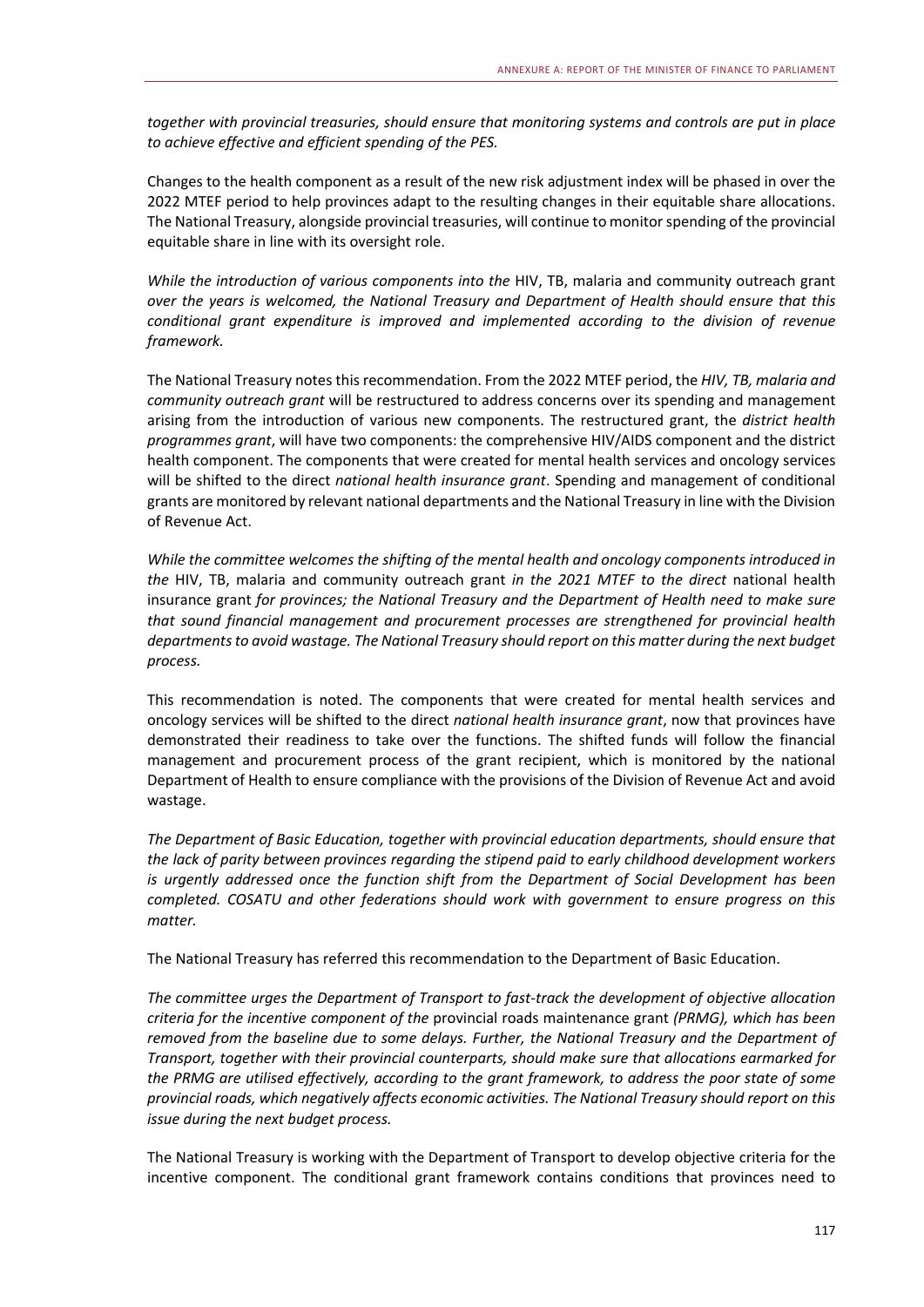*together with provincial treasuries, should ensure that monitoring systems and controls are put in place to achieve effective and efficient spending of the PES.*

Changes to the health component as a result of the new risk adjustment index will be phased in over the 2022 MTEF period to help provinces adapt to the resulting changes in their equitable share allocations. The National Treasury, alongside provincial treasuries, will continue to monitor spending of the provincial equitable share in line with its oversight role.

*While the introduction of various components into the* HIV, TB, malaria and community outreach grant *over the years is welcomed, the National Treasury and Department of Health should ensure that this conditional grant expenditure is improved and implemented according to the division of revenue framework.*

The National Treasury notes this recommendation. From the 2022 MTEF period, the *HIV, TB, malaria and community outreach grant* will be restructured to address concerns over its spending and management arising from the introduction of various new components. The restructured grant, the *district health programmes grant*, will have two components: the comprehensive HIV/AIDS component and the district health component. The components that were created for mental health services and oncology services will be shifted to the direct *national health insurance grant*. Spending and management of conditional grants are monitored by relevant national departments and the National Treasury in line with the Division of Revenue Act.

*While the committee welcomes the shifting of the mental health and oncology components introduced in the* HIV, TB, malaria and community outreach grant *in the 2021 MTEF to the direct* national health insurance grant *for provinces; the National Treasury and the Department of Health need to make sure that sound financial management and procurement processes are strengthened for provincial health departments to avoid wastage. The National Treasury should report on this matter during the next budget process.*

This recommendation is noted. The components that were created for mental health services and oncology services will be shifted to the direct *national health insurance grant*, now that provinces have demonstrated their readiness to take over the functions. The shifted funds will follow the financial management and procurement process of the grant recipient, which is monitored by the national Department of Health to ensure compliance with the provisions of the Division of Revenue Act and avoid wastage.

*The Department of Basic Education, together with provincial education departments, should ensure that the lack of parity between provinces regarding the stipend paid to early childhood development workers is urgently addressed once the function shift from the Department of Social Development has been completed. COSATU and other federations should work with government to ensure progress on this matter.*

The National Treasury has referred this recommendation to the Department of Basic Education.

*The committee urges the Department of Transport to fast-track the development of objective allocation criteria for the incentive component of the* provincial roads maintenance grant *(PRMG), which has been removed from the baseline due to some delays. Further, the National Treasury and the Department of Transport, together with their provincial counterparts, should make sure that allocations earmarked for the PRMG are utilised effectively, according to the grant framework, to address the poor state of some provincial roads, which negatively affects economic activities. The National Treasury should report on this issue during the next budget process.*

The National Treasury is working with the Department of Transport to develop objective criteria for the incentive component. The conditional grant framework contains conditions that provinces need to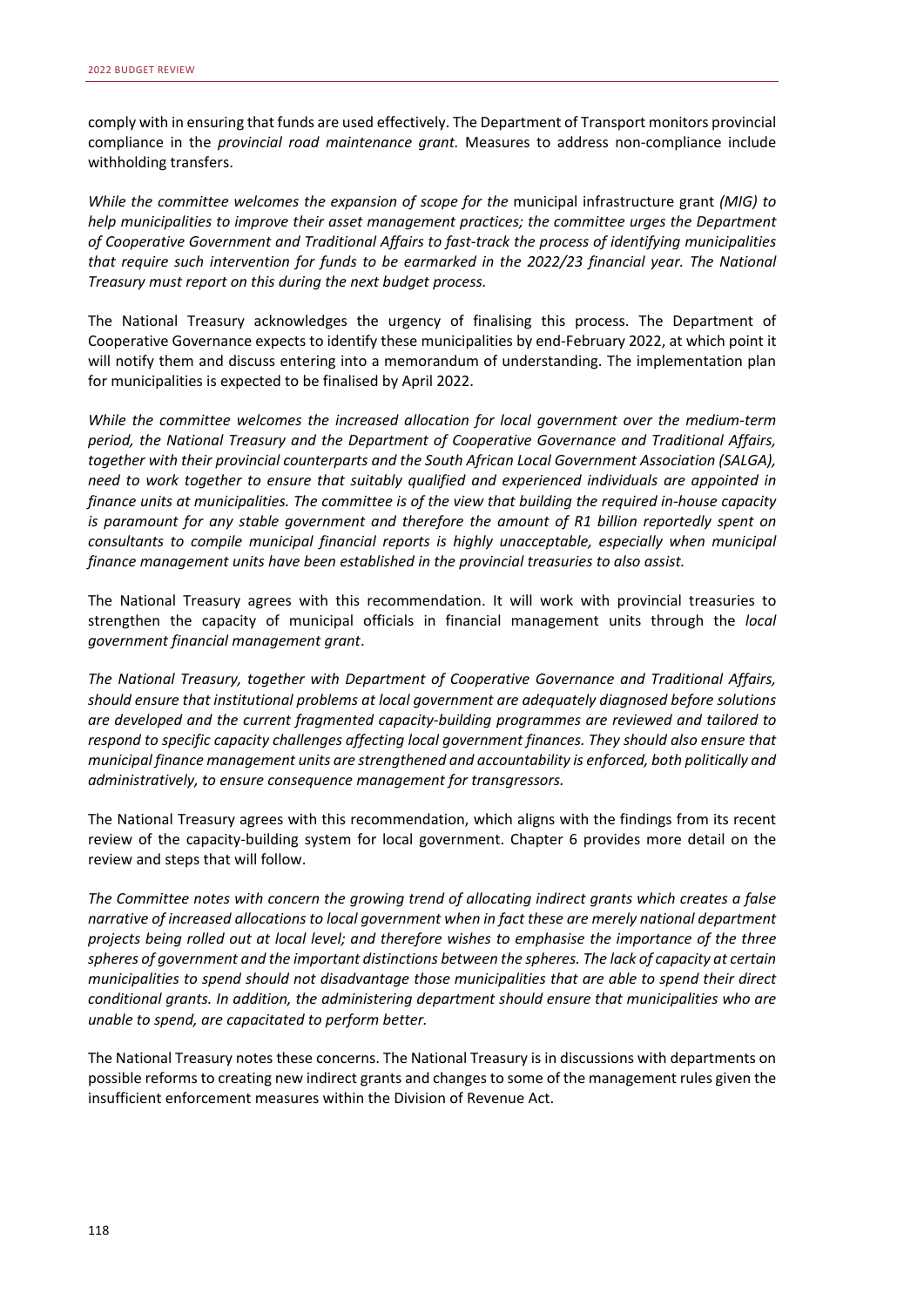comply with in ensuring that funds are used effectively. The Department of Transport monitors provincial compliance in the *provincial road maintenance grant.* Measures to address non-compliance include withholding transfers.

*While the committee welcomes the expansion of scope for the* municipal infrastructure grant *(MIG) to help municipalities to improve their asset management practices; the committee urges the Department of Cooperative Government and Traditional Affairs to fast-track the process of identifying municipalities that require such intervention for funds to be earmarked in the 2022/23 financial year. The National Treasury must report on this during the next budget process.*

The National Treasury acknowledges the urgency of finalising this process. The Department of Cooperative Governance expects to identify these municipalities by end-February 2022, at which point it will notify them and discuss entering into a memorandum of understanding. The implementation plan for municipalities is expected to be finalised by April 2022.

*While the committee welcomes the increased allocation for local government over the medium-term period, the National Treasury and the Department of Cooperative Governance and Traditional Affairs, together with their provincial counterparts and the South African Local Government Association (SALGA), need to work together to ensure that suitably qualified and experienced individuals are appointed in finance units at municipalities. The committee is of the view that building the required in-house capacity is paramount for any stable government and therefore the amount of R1 billion reportedly spent on consultants to compile municipal financial reports is highly unacceptable, especially when municipal finance management units have been established in the provincial treasuries to also assist.*

The National Treasury agrees with this recommendation. It will work with provincial treasuries to strengthen the capacity of municipal officials in financial management units through the *local government financial management grant*.

*The National Treasury, together with Department of Cooperative Governance and Traditional Affairs, should ensure that institutional problems at local government are adequately diagnosed before solutions are developed and the current fragmented capacity-building programmes are reviewed and tailored to respond to specific capacity challenges affecting local government finances. They should also ensure that municipal finance management units are strengthened and accountability is enforced, both politically and administratively, to ensure consequence management for transgressors.*

The National Treasury agrees with this recommendation, which aligns with the findings from its recent review of the capacity-building system for local government. Chapter 6 provides more detail on the review and steps that will follow.

*The Committee notes with concern the growing trend of allocating indirect grants which creates a false narrative of increased allocations to local government when in fact these are merely national department projects being rolled out at local level; and therefore wishes to emphasise the importance of the three spheres of government and the important distinctions between the spheres. The lack of capacity at certain municipalities to spend should not disadvantage those municipalities that are able to spend their direct conditional grants. In addition, the administering department should ensure that municipalities who are unable to spend, are capacitated to perform better.*

The National Treasury notes these concerns. The National Treasury is in discussions with departments on possible reforms to creating new indirect grants and changes to some of the management rules given the insufficient enforcement measures within the Division of Revenue Act.